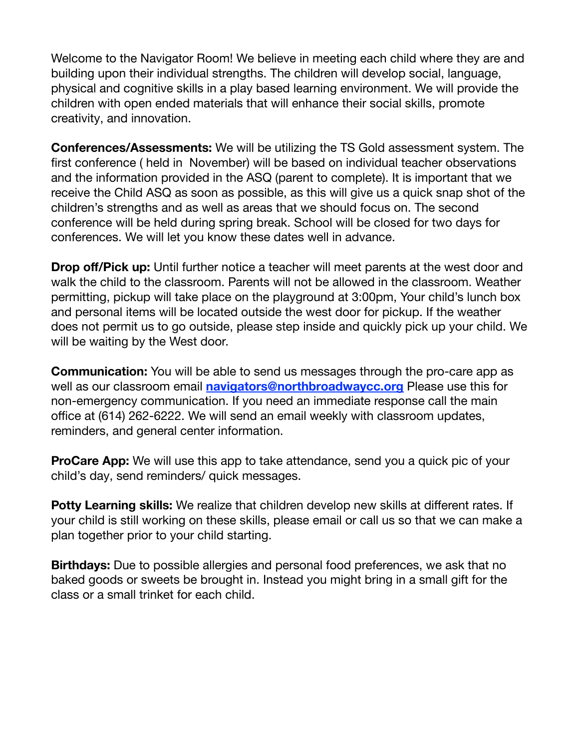Welcome to the Navigator Room! We believe in meeting each child where they are and building upon their individual strengths. The children will develop social, language, physical and cognitive skills in a play based learning environment. We will provide the children with open ended materials that will enhance their social skills, promote creativity, and innovation.

**Conferences/Assessments:** We will be utilizing the TS Gold assessment system. The first conference ( held in November) will be based on individual teacher observations and the information provided in the ASQ (parent to complete). It is important that we receive the Child ASQ as soon as possible, as this will give us a quick snap shot of the children's strengths and as well as areas that we should focus on. The second conference will be held during spring break. School will be closed for two days for conferences. We will let you know these dates well in advance.

**Drop off/Pick up:** Until further notice a teacher will meet parents at the west door and walk the child to the classroom. Parents will not be allowed in the classroom. Weather permitting, pickup will take place on the playground at 3:00pm, Your child's lunch box and personal items will be located outside the west door for pickup. If the weather does not permit us to go outside, please step inside and quickly pick up your child. We will be waiting by the West door.

**Communication:** You will be able to send us messages through the pro-care app as well as our classroom email **navigators@northbroadwaycc.org** Please use this for non-emergency communication. If you need an immediate response call the main office at (614) 262-6222. We will send an email weekly with classroom updates, reminders, and general center information.

**ProCare App:** We will use this app to take attendance, send you a quick pic of your child's day, send reminders/ quick messages.

**Potty Learning skills:** We realize that children develop new skills at different rates. If your child is still working on these skills, please email or call us so that we can make a plan together prior to your child starting.

**Birthdays:** Due to possible allergies and personal food preferences, we ask that no baked goods or sweets be brought in. Instead you might bring in a small gift for the class or a small trinket for each child.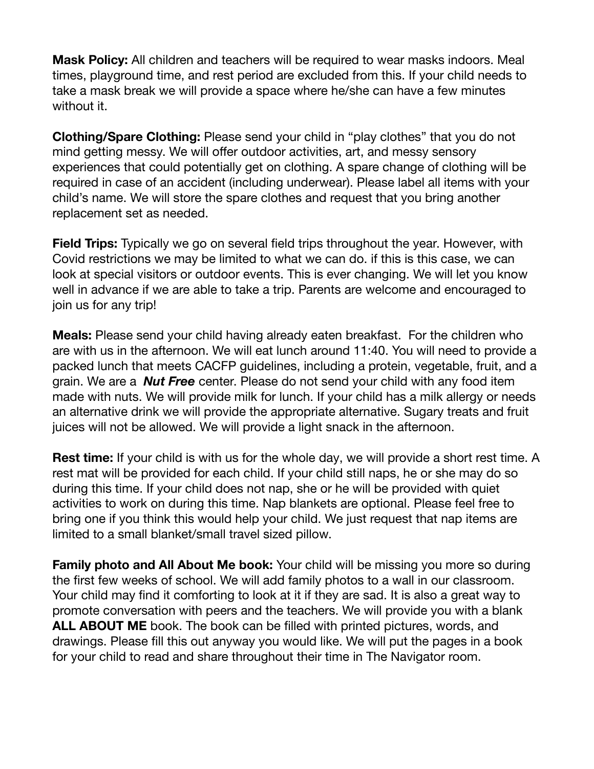**Mask Policy:** All children and teachers will be required to wear masks indoors. Meal times, playground time, and rest period are excluded from this. If your child needs to take a mask break we will provide a space where he/she can have a few minutes without it.

**Clothing/Spare Clothing:** Please send your child in "play clothes" that you do not mind getting messy. We will offer outdoor activities, art, and messy sensory experiences that could potentially get on clothing. A spare change of clothing will be required in case of an accident (including underwear). Please label all items with your child's name. We will store the spare clothes and request that you bring another replacement set as needed.

**Field Trips:** Typically we go on several field trips throughout the year. However, with Covid restrictions we may be limited to what we can do. if this is this case, we can look at special visitors or outdoor events. This is ever changing. We will let you know well in advance if we are able to take a trip. Parents are welcome and encouraged to join us for any trip!

**Meals:** Please send your child having already eaten breakfast. For the children who are with us in the afternoon. We will eat lunch around 11:40. You will need to provide a packed lunch that meets CACFP guidelines, including a protein, vegetable, fruit, and a grain. We are a ***Nut Free*** center. Please do not send your child with any food item made with nuts. We will provide milk for lunch. If your child has a milk allergy or needs an alternative drink we will provide the appropriate alternative. Sugary treats and fruit juices will not be allowed. We will provide a light snack in the afternoon.

**Rest time:** If your child is with us for the whole day, we will provide a short rest time. A rest mat will be provided for each child. If your child still naps, he or she may do so during this time. If your child does not nap, she or he will be provided with quiet activities to work on during this time. Nap blankets are optional. Please feel free to bring one if you think this would help your child. We just request that nap items are limited to a small blanket/small travel sized pillow.

**Family photo and All About Me book:** Your child will be missing you more so during the first few weeks of school. We will add family photos to a wall in our classroom. Your child may find it comforting to look at it if they are sad. It is also a great way to promote conversation with peers and the teachers. We will provide you with a blank **ALL ABOUT ME** book. The book can be filled with printed pictures, words, and drawings. Please fill this out anyway you would like. We will put the pages in a book for your child to read and share throughout their time in The Navigator room.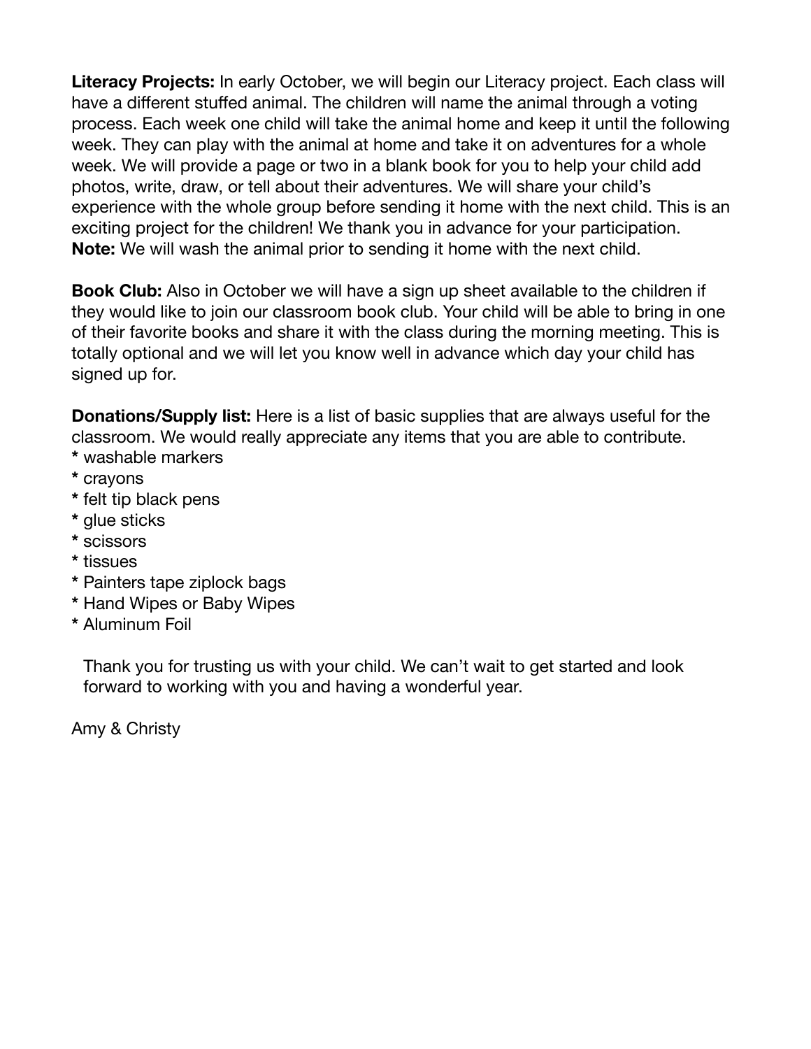**Literacy Projects:** In early October, we will begin our Literacy project. Each class will have a different stuffed animal. The children will name the animal through a voting process. Each week one child will take the animal home and keep it until the following week. They can play with the animal at home and take it on adventures for a whole week. We will provide a page or two in a blank book for you to help your child add photos, write, draw, or tell about their adventures. We will share your child's experience with the whole group before sending it home with the next child. This is an exciting project for the children! We thank you in advance for your participation. **Note:** We will wash the animal prior to sending it home with the next child.

**Book Club:** Also in October we will have a sign up sheet available to the children if they would like to join our classroom book club. Your child will be able to bring in one of their favorite books and share it with the class during the morning meeting. This is totally optional and we will let you know well in advance which day your child has signed up for.

**Donations/Supply list:** Here is a list of basic supplies that are always useful for the classroom. We would really appreciate any items that you are able to contribute.

* washable markers
* crayons
* felt tip black pens
* glue sticks
* scissors
* tissues
* Painters tape ziplock bags
* Hand Wipes or Baby Wipes
* Aluminum Foil

Thank you for trusting us with your child. We can't wait to get started and look forward to working with you and having a wonderful year.

Amy & Christy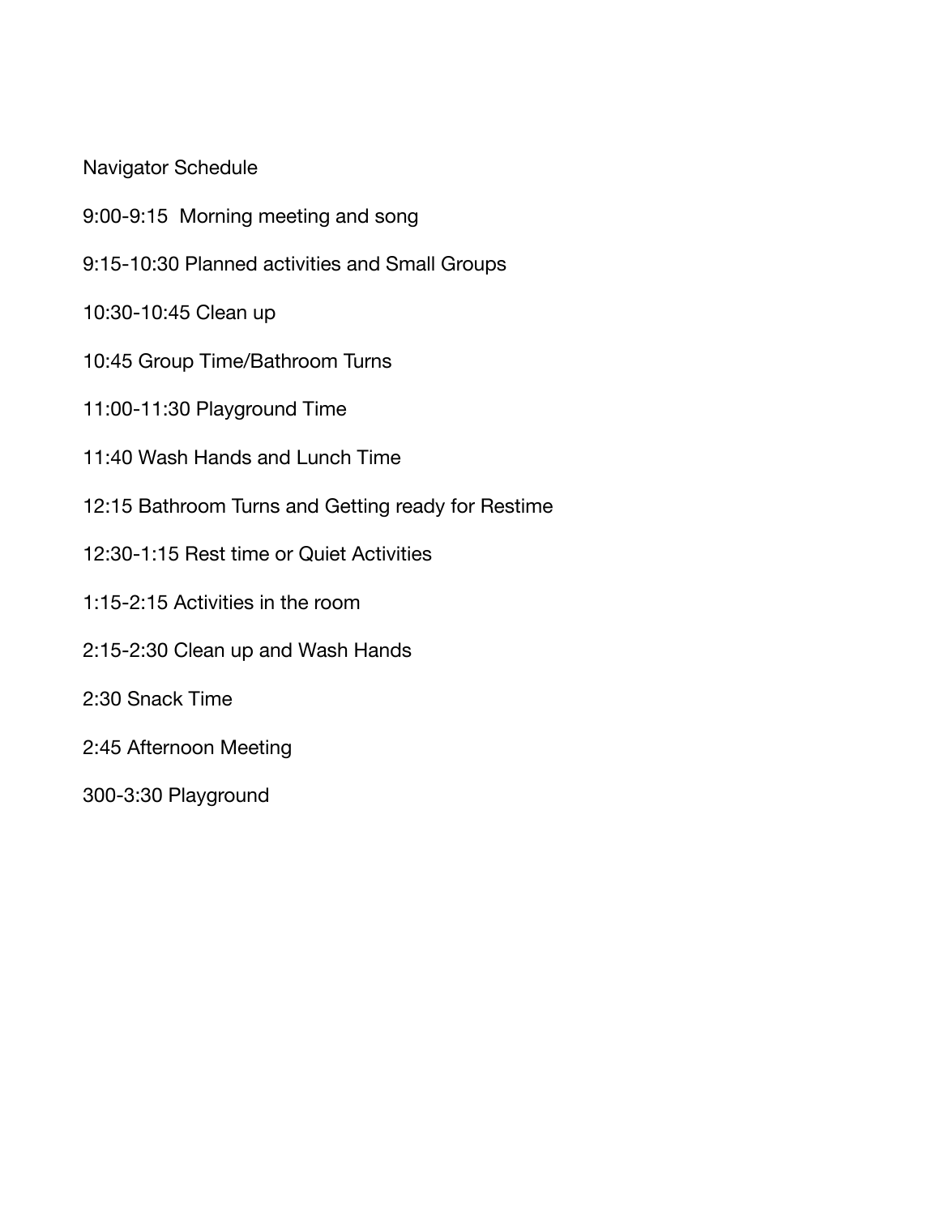Navigator Schedule

9:00-9:15  Morning meeting and song

9:15-10:30 Planned activities and Small Groups

10:30-10:45 Clean up

10:45 Group Time/Bathroom Turns

11:00-11:30 Playground Time

11:40 Wash Hands and Lunch Time

12:15 Bathroom Turns and Getting ready for Restime

12:30-1:15 Rest time or Quiet Activities

1:15-2:15 Activities in the room

2:15-2:30 Clean up and Wash Hands

2:30 Snack Time

2:45 Afternoon Meeting

300-3:30 Playground